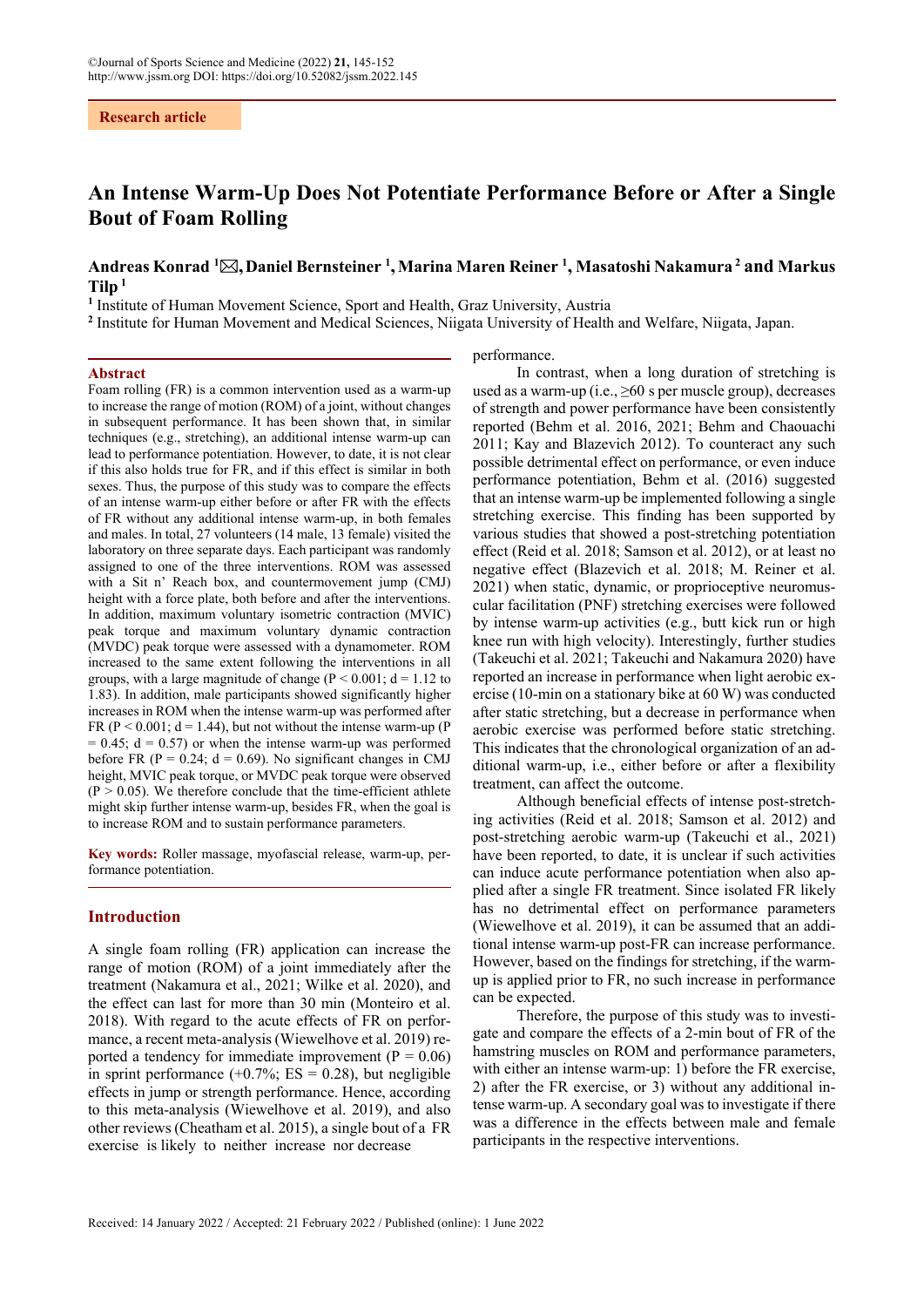Research article

# An Intense Warm-Up Does Not Potentiate Performance Before or After a Single Bout of Foam Rolling

**Andreas Konrad [1]✉, Daniel Bernsteiner [1], Marina Maren Reiner [1], Masatoshi Nakamura [2] and Markus Tilp [1]**

[1] Institute of Human Movement Science, Sport and Health, Graz University, Austria
[2] Institute for Human Movement and Medical Sciences, Niigata University of Health and Welfare, Niigata, Japan.

## Abstract

Foam rolling (FR) is a common intervention used as a warm-up to increase the range of motion (ROM) of a joint, without changes in subsequent performance. It has been shown that, in similar techniques (e.g., stretching), an additional intense warm-up can lead to performance potentiation. However, to date, it is not clear if this also holds true for FR, and if this effect is similar in both sexes. Thus, the purpose of this study was to compare the effects of an intense warm-up either before or after FR with the effects of FR without any additional intense warm-up, in both females and males. In total, 27 volunteers (14 male, 13 female) visited the laboratory on three separate days. Each participant was randomly assigned to one of the three interventions. ROM was assessed with a Sit n' Reach box, and countermovement jump (CMJ) height with a force plate, both before and after the interventions. In addition, maximum voluntary isometric contraction (MVIC) peak torque and maximum voluntary dynamic contraction (MVDC) peak torque were assessed with a dynamometer. ROM increased to the same extent following the interventions in all groups, with a large magnitude of change ($P < 0.001$; $d = 1.12$ to $1.83$). In addition, male participants showed significantly higher increases in ROM when the intense warm-up was performed after FR ($P < 0.001$; $d = 1.44$), but not without the intense warm-up ($P = 0.45$; $d = 0.57$) or when the intense warm-up was performed before FR ($P = 0.24$; $d = 0.69$). No significant changes in CMJ height, MVIC peak torque, or MVDC peak torque were observed ($P > 0.05$). We therefore conclude that the time-efficient athlete might skip further intense warm-up, besides FR, when the goal is to increase ROM and to sustain performance parameters.

**Key words:** Roller massage, myofascial release, warm-up, performance potentiation.

## Introduction

A single foam rolling (FR) application can increase the range of motion (ROM) of a joint immediately after the treatment (Nakamura et al., 2021; Wilke et al. 2020), and the effect can last for more than 30 min (Monteiro et al. 2018). With regard to the acute effects of FR on performance, a recent meta-analysis (Wiewelhove et al. 2019) reported a tendency for immediate improvement ($P = 0.06$) in sprint performance (+0.7%; ES = 0.28), but negligible effects in jump or strength performance. Hence, according to this meta-analysis (Wiewelhove et al. 2019), and also other reviews (Cheatham et al. 2015), a single bout of a FR exercise is likely to neither increase nor decrease performance.

In contrast, when a long duration of stretching is used as a warm-up (i.e., ≥60 s per muscle group), decreases of strength and power performance have been consistently reported (Behm et al. 2016, 2021; Behm and Chaouachi 2011; Kay and Blazevich 2012). To counteract any such possible detrimental effect on performance, or even induce performance potentiation, Behm et al. (2016) suggested that an intense warm-up be implemented following a single stretching exercise. This finding has been supported by various studies that showed a post-stretching potentiation effect (Reid et al. 2018; Samson et al. 2012), or at least no negative effect (Blazevich et al. 2018; M. Reiner et al. 2021) when static, dynamic, or proprioceptive neuromuscular facilitation (PNF) stretching exercises were followed by intense warm-up activities (e.g., butt kick run or high knee run with high velocity). Interestingly, further studies (Takeuchi et al. 2021; Takeuchi and Nakamura 2020) have reported an increase in performance when light aerobic exercise (10-min on a stationary bike at 60 W) was conducted after static stretching, but a decrease in performance when aerobic exercise was performed before static stretching. This indicates that the chronological organization of an additional warm-up, i.e., either before or after a flexibility treatment, can affect the outcome.

Although beneficial effects of intense post-stretching activities (Reid et al. 2018; Samson et al. 2012) and post-stretching aerobic warm-up (Takeuchi et al., 2021) have been reported, to date, it is unclear if such activities can induce acute performance potentiation when also applied after a single FR treatment. Since isolated FR likely has no detrimental effect on performance parameters (Wiewelhove et al. 2019), it can be assumed that an additional intense warm-up post-FR can increase performance. However, based on the findings for stretching, if the warm-up is applied prior to FR, no such increase in performance can be expected.

Therefore, the purpose of this study was to investigate and compare the effects of a 2-min bout of FR of the hamstring muscles on ROM and performance parameters, with either an intense warm-up: 1) before the FR exercise, 2) after the FR exercise, or 3) without any additional intense warm-up. A secondary goal was to investigate if there was a difference in the effects between male and female participants in the respective interventions.

Received: 14 January 2022 / Accepted: 21 February 2022 / Published (online): 1 June 2022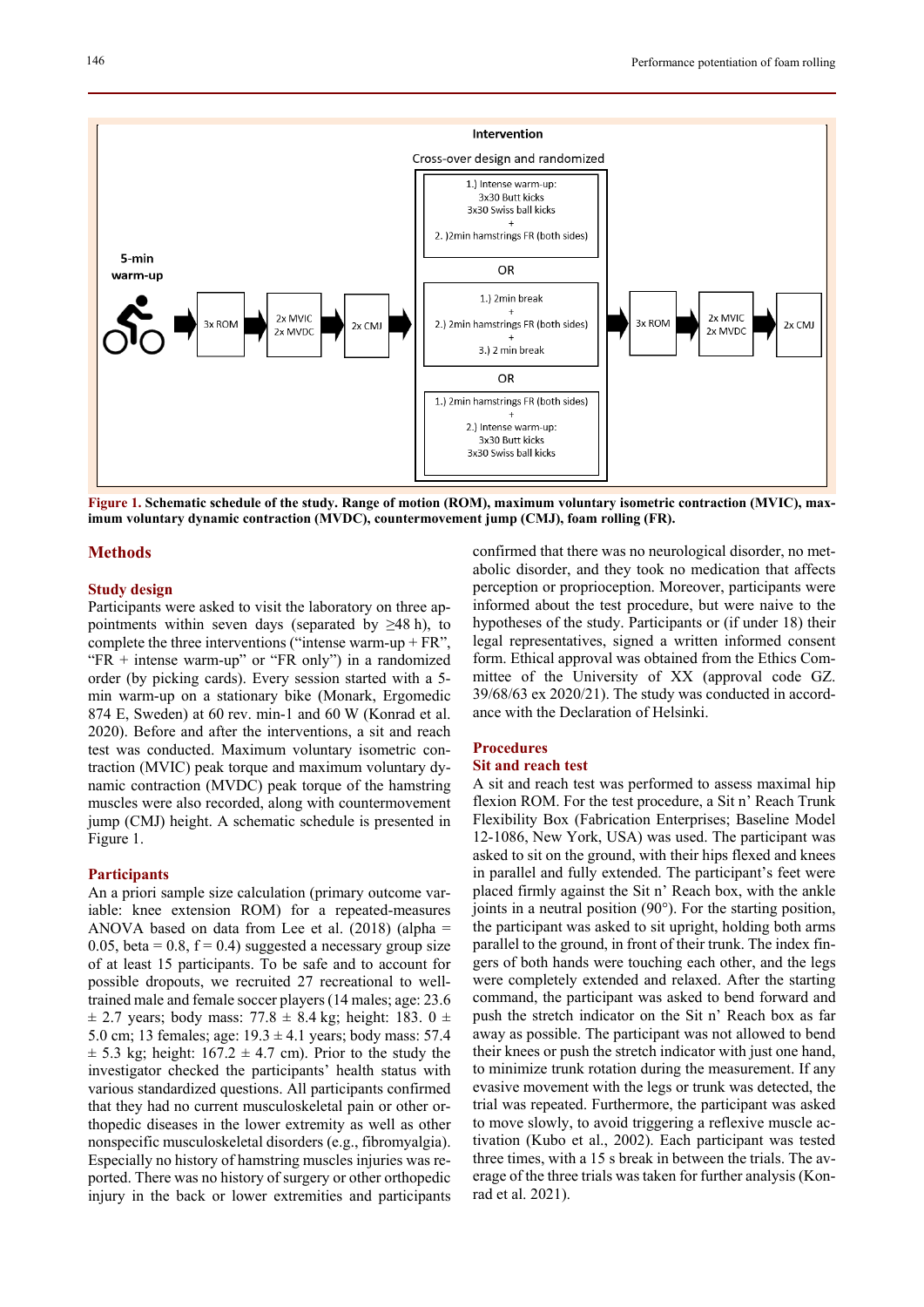Figure 1. **Schematic schedule of the study. Range of motion (ROM), maximum voluntary isometric contraction (MVIC), maximum voluntary dynamic contraction (MVDC), countermovement jump (CMJ), foam rolling (FR).**

## Methods

### Study design

Participants were asked to visit the laboratory on three appointments within seven days (separated by ≥48 h), to complete the three interventions ("intense warm-up + FR", "FR + intense warm-up" or "FR only") in a randomized order (by picking cards). Every session started with a 5-min warm-up on a stationary bike (Monark, Ergomedic 874 E, Sweden) at 60 rev. min-1 and 60 W (Konrad et al. 2020). Before and after the interventions, a sit and reach test was conducted. Maximum voluntary isometric contraction (MVIC) peak torque and maximum voluntary dynamic contraction (MVDC) peak torque of the hamstring muscles were also recorded, along with countermovement jump (CMJ) height. A schematic schedule is presented in Figure 1.

### Participants

An a priori sample size calculation (primary outcome variable: knee extension ROM) for a repeated-measures ANOVA based on data from Lee et al. (2018) (alpha = 0.05, beta = 0.8, f = 0.4) suggested a necessary group size of at least 15 participants. To be safe and to account for possible dropouts, we recruited 27 recreational to well-trained male and female soccer players (14 males; age: 23.6 ± 2.7 years; body mass: 77.8 ± 8.4 kg; height: 183. 0 ± 5.0 cm; 13 females; age: 19.3 ± 4.1 years; body mass: 57.4 ± 5.3 kg; height: 167.2 ± 4.7 cm). Prior to the study the investigator checked the participants' health status with various standardized questions. All participants confirmed that they had no current musculoskeletal pain or orthopedic diseases in the lower extremity as well as other nonspecific musculoskeletal disorders (e.g., fibromyalgia). Especially no history of hamstring muscles injuries was reported. There was no history of surgery or other orthopedic injury in the back or lower extremities and participants confirmed that there was no neurological disorder, no metabolic disorder, and they took no medication that affects perception or proprioception. Moreover, participants were informed about the test procedure, but were naive to the hypotheses of the study. Participants or (if under 18) their legal representatives, signed a written informed consent form. Ethical approval was obtained from the Ethics Committee of the University of XX (approval code GZ. 39/68/63 ex 2020/21). The study was conducted in accordance with the Declaration of Helsinki.

### Procedures

### Sit and reach test

A sit and reach test was performed to assess maximal hip flexion ROM. For the test procedure, a Sit n' Reach Trunk Flexibility Box (Fabrication Enterprises; Baseline Model 12-1086, New York, USA) was used. The participant was asked to sit on the ground, with their hips flexed and knees in parallel and fully extended. The participant's feet were placed firmly against the Sit n' Reach box, with the ankle joints in a neutral position (90°). For the starting position, the participant was asked to sit upright, holding both arms parallel to the ground, in front of their trunk. The index fingers of both hands were touching each other, and the legs were completely extended and relaxed. After the starting command, the participant was asked to bend forward and push the stretch indicator on the Sit n' Reach box as far away as possible. The participant was not allowed to bend their knees or push the stretch indicator with just one hand, to minimize trunk rotation during the measurement. If any evasive movement with the legs or trunk was detected, the trial was repeated. Furthermore, the participant was asked to move slowly, to avoid triggering a reflexive muscle activation (Kubo et al., 2002). Each participant was tested three times, with a 15 s break in between the trials. The average of the three trials was taken for further analysis (Konrad et al. 2021).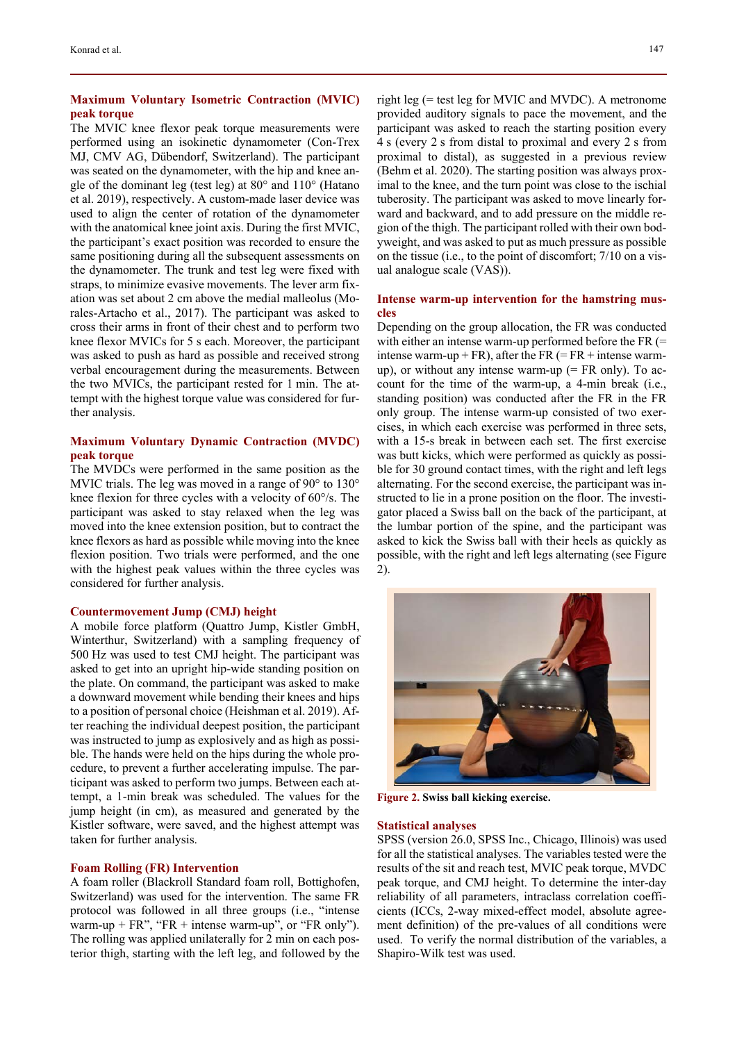### Maximum Voluntary Isometric Contraction (MVIC) peak torque

The MVIC knee flexor peak torque measurements were performed using an isokinetic dynamometer (Con-Trex MJ, CMV AG, Dübendorf, Switzerland). The participant was seated on the dynamometer, with the hip and knee angle of the dominant leg (test leg) at 80° and 110° (Hatano et al. 2019), respectively. A custom-made laser device was used to align the center of rotation of the dynamometer with the anatomical knee joint axis. During the first MVIC, the participant's exact position was recorded to ensure the same positioning during all the subsequent assessments on the dynamometer. The trunk and test leg were fixed with straps, to minimize evasive movements. The lever arm fixation was set about 2 cm above the medial malleolus (Morales-Artacho et al., 2017). The participant was asked to cross their arms in front of their chest and to perform two knee flexor MVICs for 5 s each. Moreover, the participant was asked to push as hard as possible and received strong verbal encouragement during the measurements. Between the two MVICs, the participant rested for 1 min. The attempt with the highest torque value was considered for further analysis.

### Maximum Voluntary Dynamic Contraction (MVDC) peak torque

The MVDCs were performed in the same position as the MVIC trials. The leg was moved in a range of 90° to 130° knee flexion for three cycles with a velocity of 60°/s. The participant was asked to stay relaxed when the leg was moved into the knee extension position, but to contract the knee flexors as hard as possible while moving into the knee flexion position. Two trials were performed, and the one with the highest peak values within the three cycles was considered for further analysis.

### Countermovement Jump (CMJ) height

A mobile force platform (Quattro Jump, Kistler GmbH, Winterthur, Switzerland) with a sampling frequency of 500 Hz was used to test CMJ height. The participant was asked to get into an upright hip-wide standing position on the plate. On command, the participant was asked to make a downward movement while bending their knees and hips to a position of personal choice (Heishman et al. 2019). After reaching the individual deepest position, the participant was instructed to jump as explosively and as high as possible. The hands were held on the hips during the whole procedure, to prevent a further accelerating impulse. The participant was asked to perform two jumps. Between each attempt, a 1-min break was scheduled. The values for the jump height (in cm), as measured and generated by the Kistler software, were saved, and the highest attempt was taken for further analysis.

### Foam Rolling (FR) Intervention

A foam roller (Blackroll Standard foam roll, Bottighofen, Switzerland) was used for the intervention. The same FR protocol was followed in all three groups (i.e., "intense warm-up + FR", "FR + intense warm-up", or "FR only"). The rolling was applied unilaterally for 2 min on each posterior thigh, starting with the left leg, and followed by the right leg (= test leg for MVIC and MVDC). A metronome provided auditory signals to pace the movement, and the participant was asked to reach the starting position every 4 s (every 2 s from distal to proximal and every 2 s from proximal to distal), as suggested in a previous review (Behm et al. 2020). The starting position was always proximal to the knee, and the turn point was close to the ischial tuberosity. The participant was asked to move linearly forward and backward, and to add pressure on the middle region of the thigh. The participant rolled with their own bodyweight, and was asked to put as much pressure as possible on the tissue (i.e., to the point of discomfort; 7/10 on a visual analogue scale (VAS)).

### Intense warm-up intervention for the hamstring muscles

Depending on the group allocation, the FR was conducted with either an intense warm-up performed before the FR (= intense warm-up + FR), after the FR (= FR + intense warm-up), or without any intense warm-up (= FR only). To account for the time of the warm-up, a 4-min break (i.e., standing position) was conducted after the FR in the FR only group. The intense warm-up consisted of two exercises, in which each exercise was performed in three sets, with a 15-s break in between each set. The first exercise was butt kicks, which were performed as quickly as possible for 30 ground contact times, with the right and left legs alternating. For the second exercise, the participant was instructed to lie in a prone position on the floor. The investigator placed a Swiss ball on the back of the participant, at the lumbar portion of the spine, and the participant was asked to kick the Swiss ball with their heels as quickly as possible, with the right and left legs alternating (see Figure 2).

**Figure 2.** Swiss ball kicking exercise.

### Statistical analyses

SPSS (version 26.0, SPSS Inc., Chicago, Illinois) was used for all the statistical analyses. The variables tested were the results of the sit and reach test, MVIC peak torque, MVDC peak torque, and CMJ height. To determine the inter-day reliability of all parameters, intraclass correlation coefficients (ICCs, 2-way mixed-effect model, absolute agreement definition) of the pre-values of all conditions were used. To verify the normal distribution of the variables, a Shapiro-Wilk test was used.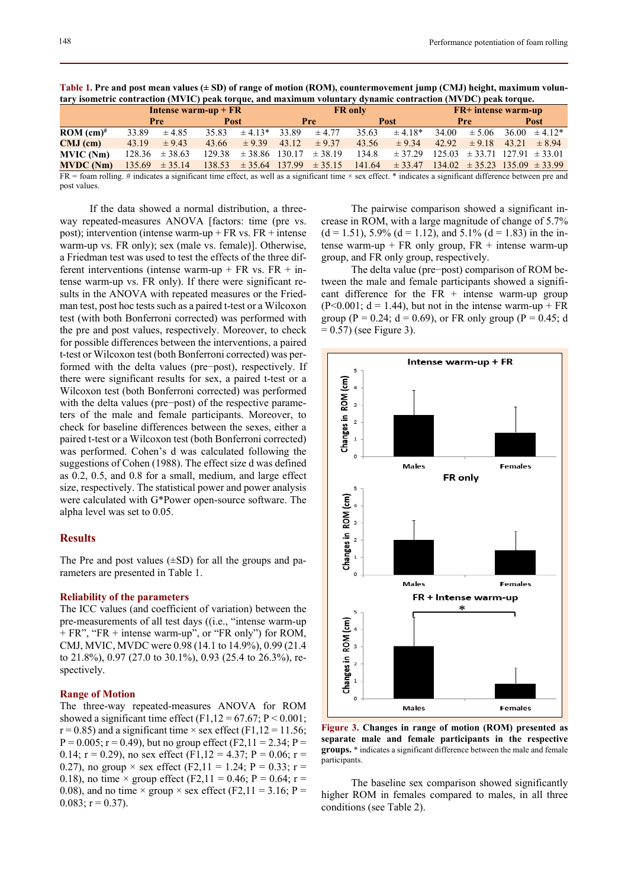**Table 1. Pre and post mean values (± SD) of range of motion (ROM), countermovement jump (CMJ) height, maximum voluntary isometric contraction (MVIC) peak torque, and maximum voluntary dynamic contraction (MVDC) peak torque.**

| | Intense warm-up + FR | | | | FR only | | | | FR+ intense warm-up | | | |
|---|---|---|---|---|---|---|---|---|---|---|---|---|
| | Pre | | Post | | Pre | | Post | | Pre | | Post | |
| ROM (cm)# | 33.89 | ± 4.85 | 35.83 | ± 4.13* | 33.89 | ± 4.77 | 35.63 | ± 4.18* | 34.00 | ± 5.06 | 36.00 | ± 4.12* |
| CMJ (cm) | 43.19 | ± 9.43 | 43.66 | ± 9.39 | 43.12 | ± 9.37 | 43.56 | ± 9.34 | 42.92 | ± 9.18 | 43.21 | ± 8.94 |
| MVIC (Nm) | 128.36 | ± 38.63 | 129.38 | ± 38.86 | 130.17 | ± 38.19 | 134.8 | ± 37.29 | 125.03 | ± 33.71 | 127.91 | ± 33.01 |
| MVDC (Nm) | 135.69 | ± 35.14 | 138.53 | ± 35.64 | 137.99 | ± 35.15 | 141.64 | ± 33.47 | 134.02 | ± 35.23 | 135.09 | ± 33.99 |

FR = foam rolling. # indicates a significant time effect, as well as a significant time × sex effect. * indicates a significant difference between pre and post values.

If the data showed a normal distribution, a three-way repeated-measures ANOVA [factors: time (pre vs. post); intervention (intense warm-up + FR vs. FR + intense warm-up vs. FR only); sex (male vs. female)]. Otherwise, a Friedman test was used to test the effects of the three different interventions (intense warm-up + FR vs. FR + intense warm-up vs. FR only). If there were significant results in the ANOVA with repeated measures or the Friedman test, post hoc tests such as a paired t-test or a Wilcoxon test (with both Bonferroni corrected) was performed with the pre and post values, respectively. Moreover, to check for possible differences between the interventions, a paired t-test or Wilcoxon test (both Bonferroni corrected) was performed with the delta values (pre−post), respectively. If there were significant results for sex, a paired t-test or a Wilcoxon test (both Bonferroni corrected) was performed with the delta values (pre−post) of the respective parameters of the male and female participants. Moreover, to check for baseline differences between the sexes, either a paired t-test or a Wilcoxon test (both Bonferroni corrected) was performed. Cohen's d was calculated following the suggestions of Cohen (1988). The effect size d was defined as 0.2, 0.5, and 0.8 for a small, medium, and large effect size, respectively. The statistical power and power analysis were calculated with G*Power open-source software. The alpha level was set to 0.05.

## Results

The Pre and post values (±SD) for all the groups and parameters are presented in Table 1.

### Reliability of the parameters

The ICC values (and coefficient of variation) between the pre-measurements of all test days ((i.e., "intense warm-up + FR", "FR + intense warm-up", or "FR only") for ROM, CMJ, MVIC, MVDC were 0.98 (14.1 to 14.9%), 0.99 (21.4 to 21.8%), 0.97 (27.0 to 30.1%), 0.93 (25.4 to 26.3%), respectively.

### Range of Motion

The three-way repeated-measures ANOVA for ROM showed a significant time effect ($F_{1,12} = 67.67$; $P < 0.001$; $r = 0.85$) and a significant time × sex effect ($F_{1,12} = 11.56$; $P = 0.005$; $r = 0.49$), but no group effect ($F_{2,11} = 2.34$; $P = 0.14$; $r = 0.29$), no sex effect ($F_{1,12} = 4.37$; $P = 0.06$; $r = 0.27$), no group × sex effect ($F_{2,11} = 1.24$; $P = 0.33$; $r = 0.18$), no time × group effect ($F_{2,11} = 0.46$; $P = 0.64$; $r = 0.08$), and no time × group × sex effect ($F_{2,11} = 3.16$; $P = 0.083$; $r = 0.37$).

The pairwise comparison showed a significant increase in ROM, with a large magnitude of change of 5.7% (d = 1.51), 5.9% (d = 1.12), and 5.1% (d = 1.83) in the intense warm-up + FR only group, FR + intense warm-up group, and FR only group, respectively.

The delta value (pre−post) comparison of ROM between the male and female participants showed a significant difference for the FR + intense warm-up group ($P<0.001$; d = 1.44), but not in the intense warm-up + FR group ($P = 0.24$; d = 0.69), or FR only group ($P = 0.45$; d = 0.57) (see Figure 3).

**Figure 3. Changes in range of motion (ROM) presented as separate male and female participants in the respective groups.** * indicates a significant difference between the male and female participants.

The baseline sex comparison showed significantly higher ROM in females compared to males, in all three conditions (see Table 2).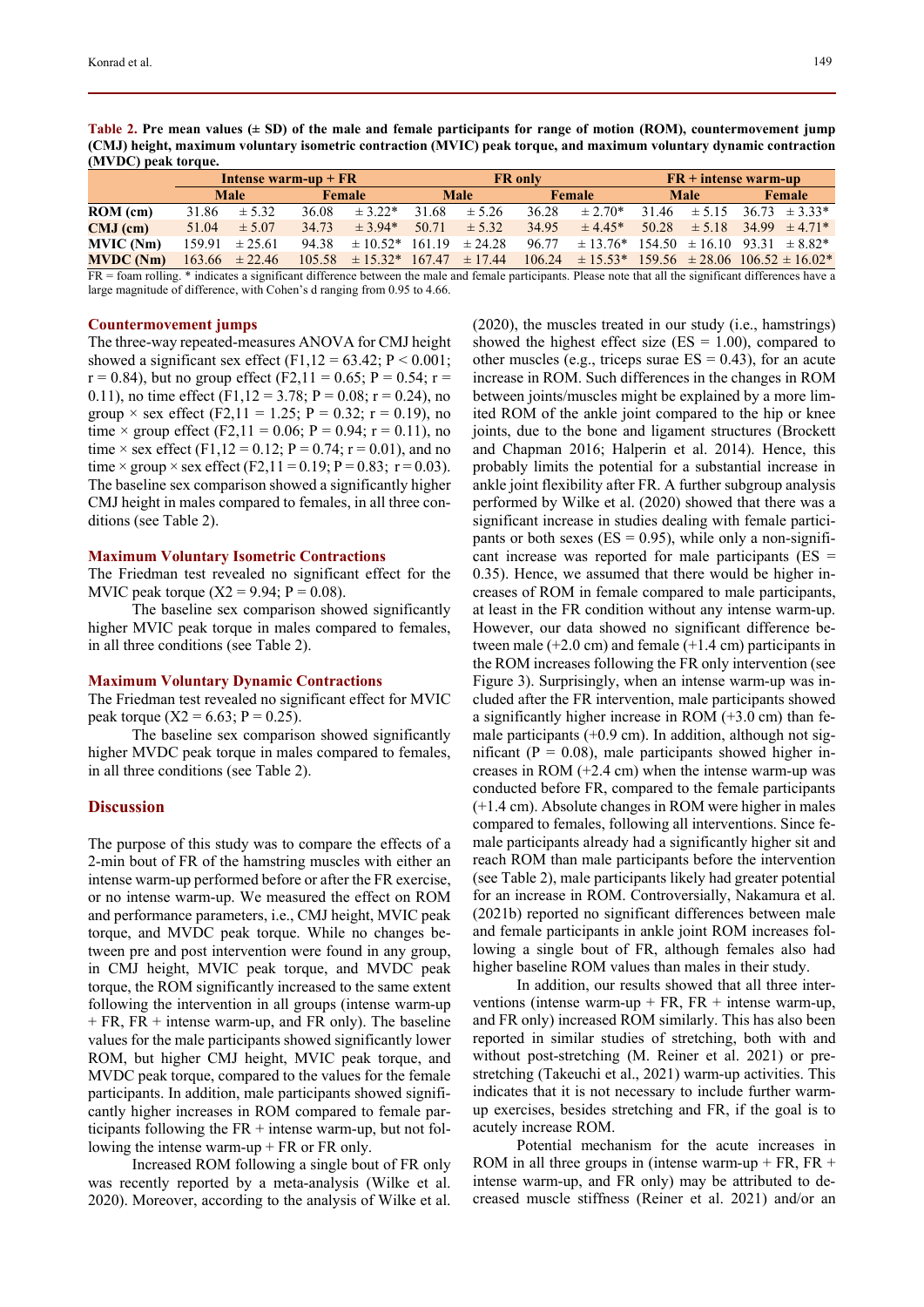**Table 2. Pre mean values (± SD) of the male and female participants for range of motion (ROM), countermovement jump (CMJ) height, maximum voluntary isometric contraction (MVIC) peak torque, and maximum voluntary dynamic contraction (MVDC) peak torque.**

| | Intense warm-up + FR | | | | FR only | | | | FR + intense warm-up | | | |
|---|---|---|---|---|---|---|---|---|---|---|---|---|
| | Male | | Female | | Male | | Female | | Male | | Female | |
| **ROM (cm)** | 31.86 | ± 5.32 | 36.08 | ± 3.22* | 31.68 | ± 5.26 | 36.28 | ± 2.70* | 31.46 | ± 5.15 | 36.73 | ± 3.33* |
| **CMJ (cm)** | 51.04 | ± 5.07 | 34.73 | ± 3.94* | 50.71 | ± 5.32 | 34.95 | ± 4.45* | 50.28 | ± 5.18 | 34.99 | ± 4.71* |
| **MVIC (Nm)** | 159.91 | ± 25.61 | 94.38 | ± 10.52* | 161.19 | ± 24.28 | 96.77 | ± 13.76* | 154.50 | ± 16.10 | 93.31 | ± 8.82* |
| **MVDC (Nm)** | 163.66 | ± 22.46 | 105.58 | ± 15.32* | 167.47 | ± 17.44 | 106.24 | ± 15.53* | 159.56 | ± 28.06 | 106.52 | ± 16.02* |

FR = foam rolling. * indicates a significant difference between the male and female participants. Please note that all the significant differences have a large magnitude of difference, with Cohen's d ranging from 0.95 to 4.66.

### Countermovement jumps

The three-way repeated-measures ANOVA for CMJ height showed a significant sex effect ($F_{1,12} = 63.42$; $P < 0.001$; $r = 0.84$), but no group effect ($F_{2,11} = 0.65$; $P = 0.54$; $r = 0.11$), no time effect ($F_{1,12} = 3.78$; $P = 0.08$; $r = 0.24$), no group × sex effect ($F_{2,11} = 1.25$; $P = 0.32$; $r = 0.19$), no time × group effect ($F_{2,11} = 0.06$; $P = 0.94$; $r = 0.11$), no time × sex effect ($F_{1,12} = 0.12$; $P = 0.74$; $r = 0.01$), and no time × group × sex effect ($F_{2,11} = 0.19$; $P = 0.83$; $r = 0.03$). The baseline sex comparison showed a significantly higher CMJ height in males compared to females, in all three conditions (see Table 2).

### Maximum Voluntary Isometric Contractions

The Friedman test revealed no significant effect for the MVIC peak torque ($X2 = 9.94$; $P = 0.08$).

The baseline sex comparison showed significantly higher MVIC peak torque in males compared to females, in all three conditions (see Table 2).

### Maximum Voluntary Dynamic Contractions

The Friedman test revealed no significant effect for MVIC peak torque ($X2 = 6.63$; $P = 0.25$).

The baseline sex comparison showed significantly higher MVDC peak torque in males compared to females, in all three conditions (see Table 2).

## Discussion

The purpose of this study was to compare the effects of a 2-min bout of FR of the hamstring muscles with either an intense warm-up performed before or after the FR exercise, or no intense warm-up. We measured the effect on ROM and performance parameters, i.e., CMJ height, MVIC peak torque, and MVDC peak torque. While no changes between pre and post intervention were found in any group, in CMJ height, MVIC peak torque, and MVDC peak torque, the ROM significantly increased to the same extent following the intervention in all groups (intense warm-up + FR, FR + intense warm-up, and FR only). The baseline values for the male participants showed significantly lower ROM, but higher CMJ height, MVIC peak torque, and MVDC peak torque, compared to the values for the female participants. In addition, male participants showed significantly higher increases in ROM compared to female participants following the FR + intense warm-up, but not following the intense warm-up + FR or FR only.

Increased ROM following a single bout of FR only was recently reported by a meta-analysis (Wilke et al. 2020). Moreover, according to the analysis of Wilke et al. (2020), the muscles treated in our study (i.e., hamstrings) showed the highest effect size (ES = 1.00), compared to other muscles (e.g., triceps surae ES = 0.43), for an acute increase in ROM. Such differences in the changes in ROM between joints/muscles might be explained by a more limited ROM of the ankle joint compared to the hip or knee joints, due to the bone and ligament structures (Brockett and Chapman 2016; Halperin et al. 2014). Hence, this probably limits the potential for a substantial increase in ankle joint flexibility after FR. A further subgroup analysis performed by Wilke et al. (2020) showed that there was a significant increase in studies dealing with female participants or both sexes (ES = 0.95), while only a non-significant increase was reported for male participants (ES = 0.35). Hence, we assumed that there would be higher increases of ROM in female compared to male participants, at least in the FR condition without any intense warm-up. However, our data showed no significant difference between male (+2.0 cm) and female (+1.4 cm) participants in the ROM increases following the FR only intervention (see Figure 3). Surprisingly, when an intense warm-up was included after the FR intervention, male participants showed a significantly higher increase in ROM (+3.0 cm) than female participants (+0.9 cm). In addition, although not significant ($P = 0.08$), male participants showed higher increases in ROM (+2.4 cm) when the intense warm-up was conducted before FR, compared to the female participants (+1.4 cm). Absolute changes in ROM were higher in males compared to females, following all interventions. Since female participants already had a significantly higher sit and reach ROM than male participants before the intervention (see Table 2), male participants likely had greater potential for an increase in ROM. Controversially, Nakamura et al. (2021b) reported no significant differences between male and female participants in ankle joint ROM increases following a single bout of FR, although females also had higher baseline ROM values than males in their study.

In addition, our results showed that all three interventions (intense warm-up + FR, FR + intense warm-up, and FR only) increased ROM similarly. This has also been reported in similar studies of stretching, both with and without post-stretching (M. Reiner et al. 2021) or pre-stretching (Takeuchi et al., 2021) warm-up activities. This indicates that it is not necessary to include further warm-up exercises, besides stretching and FR, if the goal is to acutely increase ROM.

Potential mechanism for the acute increases in ROM in all three groups in (intense warm-up + FR, FR + intense warm-up, and FR only) may be attributed to decreased muscle stiffness (Reiner et al. 2021) and/or an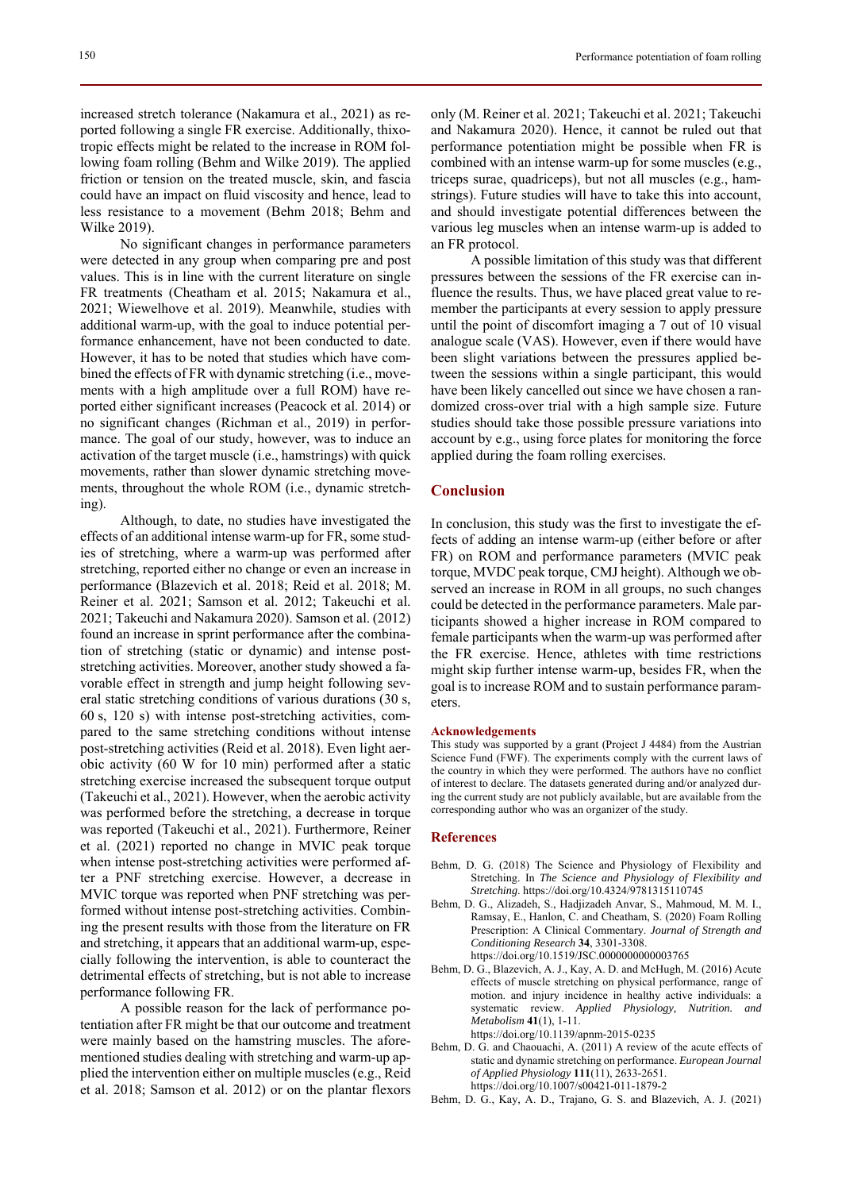increased stretch tolerance (Nakamura et al., 2021) as reported following a single FR exercise. Additionally, thixotropic effects might be related to the increase in ROM following foam rolling (Behm and Wilke 2019). The applied friction or tension on the treated muscle, skin, and fascia could have an impact on fluid viscosity and hence, lead to less resistance to a movement (Behm 2018; Behm and Wilke 2019).

No significant changes in performance parameters were detected in any group when comparing pre and post values. This is in line with the current literature on single FR treatments (Cheatham et al. 2015; Nakamura et al., 2021; Wiewelhove et al. 2019). Meanwhile, studies with additional warm-up, with the goal to induce potential performance enhancement, have not been conducted to date. However, it has to be noted that studies which have combined the effects of FR with dynamic stretching (i.e., movements with a high amplitude over a full ROM) have reported either significant increases (Peacock et al. 2014) or no significant changes (Richman et al., 2019) in performance. The goal of our study, however, was to induce an activation of the target muscle (i.e., hamstrings) with quick movements, rather than slower dynamic stretching movements, throughout the whole ROM (i.e., dynamic stretching).

Although, to date, no studies have investigated the effects of an additional intense warm-up for FR, some studies of stretching, where a warm-up was performed after stretching, reported either no change or even an increase in performance (Blazevich et al. 2018; Reid et al. 2018; M. Reiner et al. 2021; Samson et al. 2012; Takeuchi et al. 2021; Takeuchi and Nakamura 2020). Samson et al. (2012) found an increase in sprint performance after the combination of stretching (static or dynamic) and intense post-stretching activities. Moreover, another study showed a favorable effect in strength and jump height following several static stretching conditions of various durations (30 s, 60 s, 120 s) with intense post-stretching activities, compared to the same stretching conditions without intense post-stretching activities (Reid et al. 2018). Even light aerobic activity (60 W for 10 min) performed after a static stretching exercise increased the subsequent torque output (Takeuchi et al., 2021). However, when the aerobic activity was performed before the stretching, a decrease in torque was reported (Takeuchi et al., 2021). Furthermore, Reiner et al. (2021) reported no change in MVIC peak torque when intense post-stretching activities were performed after a PNF stretching exercise. However, a decrease in MVIC torque was reported when PNF stretching was performed without intense post-stretching activities. Combining the present results with those from the literature on FR and stretching, it appears that an additional warm-up, especially following the intervention, is able to counteract the detrimental effects of stretching, but is not able to increase performance following FR.

A possible reason for the lack of performance potentiation after FR might be that our outcome and treatment were mainly based on the hamstring muscles. The aforementioned studies dealing with stretching and warm-up applied the intervention either on multiple muscles (e.g., Reid et al. 2018; Samson et al. 2012) or on the plantar flexors only (M. Reiner et al. 2021; Takeuchi et al. 2021; Takeuchi and Nakamura 2020). Hence, it cannot be ruled out that performance potentiation might be possible when FR is combined with an intense warm-up for some muscles (e.g., triceps surae, quadriceps), but not all muscles (e.g., hamstrings). Future studies will have to take this into account, and should investigate potential differences between the various leg muscles when an intense warm-up is added to an FR protocol.

A possible limitation of this study was that different pressures between the sessions of the FR exercise can influence the results. Thus, we have placed great value to remember the participants at every session to apply pressure until the point of discomfort imaging a 7 out of 10 visual analogue scale (VAS). However, even if there would have been slight variations between the pressures applied between the sessions within a single participant, this would have been likely cancelled out since we have chosen a randomized cross-over trial with a high sample size. Future studies should take those possible pressure variations into account by e.g., using force plates for monitoring the force applied during the foam rolling exercises.

## Conclusion

In conclusion, this study was the first to investigate the effects of adding an intense warm-up (either before or after FR) on ROM and performance parameters (MVIC peak torque, MVDC peak torque, CMJ height). Although we observed an increase in ROM in all groups, no such changes could be detected in the performance parameters. Male participants showed a higher increase in ROM compared to female participants when the warm-up was performed after the FR exercise. Hence, athletes with time restrictions might skip further intense warm-up, besides FR, when the goal is to increase ROM and to sustain performance parameters.

#### Acknowledgements

This study was supported by a grant (Project J 4484) from the Austrian Science Fund (FWF). The experiments comply with the current laws of the country in which they were performed. The authors have no conflict of interest to declare. The datasets generated during and/or analyzed during the current study are not publicly available, but are available from the corresponding author who was an organizer of the study.

## References

Behm, D. G. (2018) The Science and Physiology of Flexibility and Stretching. In *The Science and Physiology of Flexibility and Stretching*. https://doi.org/10.4324/9781315110745

Behm, D. G., Alizadeh, S., Hadjizadeh Anvar, S., Mahmoud, M. M. I., Ramsay, E., Hanlon, C. and Cheatham, S. (2020) Foam Rolling Prescription: A Clinical Commentary. *Journal of Strength and Conditioning Research* **34**, 3301-3308. https://doi.org/10.1519/JSC.0000000000003765

Behm, D. G., Blazevich, A. J., Kay, A. D. and McHugh, M. (2016) Acute effects of muscle stretching on physical performance, range of motion. and injury incidence in healthy active individuals: a systematic review. *Applied Physiology, Nutrition. and Metabolism* **41**(1), 1-11. https://doi.org/10.1139/apnm-2015-0235

Behm, D. G. and Chaouachi, A. (2011) A review of the acute effects of static and dynamic stretching on performance. *European Journal of Applied Physiology* **111**(11), 2633-2651. https://doi.org/10.1007/s00421-011-1879-2

Behm, D. G., Kay, A. D., Trajano, G. S. and Blazevich, A. J. (2021)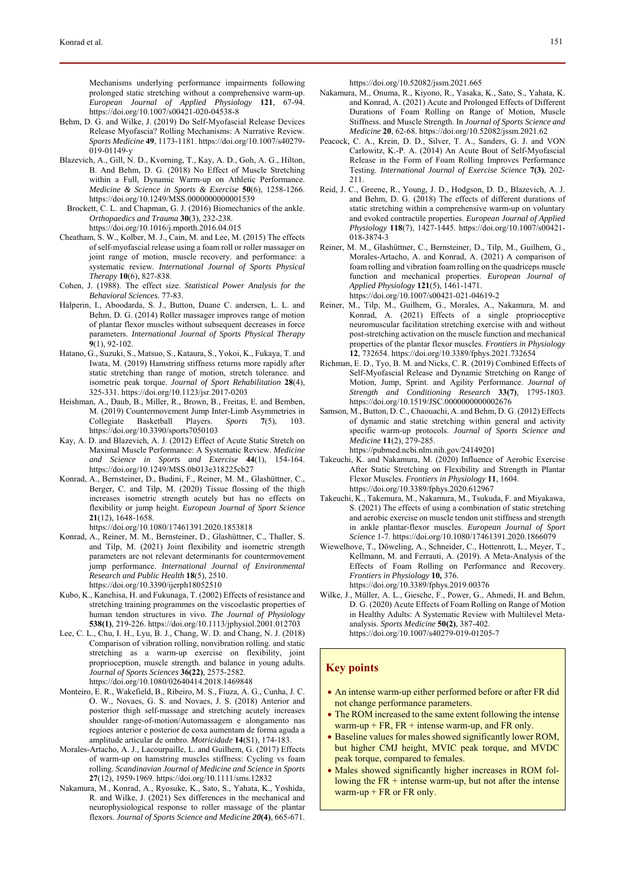Mechanisms underlying performance impairments following prolonged static stretching without a comprehensive warm-up. *European Journal of Applied Physiology* **121**, 67-94. https://doi.org/10.1007/s00421-020-04538-8

Behm, D. G. and Wilke, J. (2019) Do Self-Myofascial Release Devices Release Myofascia? Rolling Mechanisms: A Narrative Review. *Sports Medicine* **49**, 1173-1181. https://doi.org/10.1007/s40279-019-01149-y

Blazevich, A., Gill, N. D., Kvorning, T., Kay, A. D., Goh, A. G., Hilton, B. And Behm, D. G. (2018) No Effect of Muscle Stretching within a Full, Dynamic Warm-up on Athletic Performance. *Medicine & Science in Sports & Exercise* **50**(6), 1258-1266. https://doi.org/10.1249/MSS.0000000000001539

Brockett, C. L. and Chapman, G. J. (2016) Biomechanics of the ankle. *Orthopaedics and Trauma* **30**(3), 232-238. https://doi.org/10.1016/j.mporth.2016.04.015

Cheatham, S. W., Kolber, M. J., Cain, M. and Lee, M. (2015) The effects of self-myofascial release using a foam roll or roller massager on joint range of motion, muscle recovery. and performance: a systematic review. *International Journal of Sports Physical Therapy* **10**(6), 827-838.

Cohen, J. (1988). The effect size. *Statistical Power Analysis for the Behavioral Sciences.* 77-83.

Halperin, I., Aboodarda, S. J., Button, Duane C. andersen, L. L. and Behm, D. G. (2014) Roller massager improves range of motion of plantar flexor muscles without subsequent decreases in force parameters. *International Journal of Sport Physical Therapy* **9**(1), 92-102.

Hatano, G., Suzuki, S., Matsuo, S., Kataura, S., Yokoi, K., Fukaya, T. and Iwata, M. (2019) Hamstring stiffness returns more rapidly after static stretching than range of motion, stretch tolerance. and isometric peak torque. *Journal of Sport Rehabilitation* **28**(4), 325-331. https://doi.org/10.1123/jsr.2017-0203

Heishman, A., Daub, B., Miller, R., Brown, B., Freitas, E. and Bemben, M. (2019) Countermovement Jump Inter-Limb Asymmetries in Collegiate Basketball Players. *Sports* **7**(5), 103. https://doi.org/10.3390/sports7050103

Kay, A. D. and Blazevich, A. J. (2012) Effect of Acute Static Stretch on Maximal Muscle Performance: A Systematic Review. *Medicine and Science in Sports and Exercise* **44**(1), 154-164. https://doi.org/10.1249/MSS.0b013e318225cb27

Konrad, A., Bernsteiner, D., Budini, F., Reiner, M. M., Glashüttner, C., Berger, C. and Tilp, M. (2020) Tissue flossing of the thigh increases isometric strength acutely but has no effects on flexibility or jump height. *European Journal of Sport Science* **21**(12), 1648-1658. https://doi.org/10.1080/17461391.2020.1853818

Konrad, A., Reiner, M. M., Bernsteiner, D., Glashüttner, C., Thaller, S. and Tilp, M. (2021) Joint flexibility and isometric strength parameters are not relevant determinants for countermovement jump performance. *International Journal of Environmental Research and Public Health* **18**(5), 2510. https://doi.org/10.3390/ijerph18052510

Kubo, K., Kanehisa, H. and Fukunaga, T. (2002) Effects of resistance and stretching training programmes on the viscoelastic properties of human tendon structures in vivo. *The Journal of Physiology* **538(1)**, 219-226. https://doi.org/10.1113/jphysiol.2001.012703

Lee, C. L., Chu, I. H., Lyu, B. J., Chang, W. D. and Chang, N. J. (2018) Comparison of vibration rolling, nonvibration rolling. and static stretching as a warm-up exercise on flexibility, joint proprioception, muscle strength. and balance in young adults. *Journal of Sports Sciences* **36(22)**, 2575-2582. https://doi.org/10.1080/02640414.2018.1469848

Monteiro, E. R., Wakefield, B., Ribeiro, M. S., Fiuza, A. G., Cunha, J. C. O. W., Novaes, G. S. and Novaes, J. S. (2018) Anterior and posterior thigh self-massage and stretching acutely increases shoulder range-of-motion/Automassagem e alongamento nas regioes anterior e posterior de coxa aumentam de forma aguda a amplitude articular de ombro. *Motricidade* **14**(S1), 174-183.

Morales-Artacho, A. J., Lacourpaille, L. and Guilhem, G. (2017) Effects of warm-up on hamstring muscles stiffness: Cycling vs foam rolling. *Scandinavian Journal of Medicine and Science in Sports* **27**(12), 1959-1969. https://doi.org/10.1111/sms.12832

Nakamura, M., Konrad, A., Ryosuke, K., Sato, S., Yahata, K., Yoshida, R. and Wilke, J. (2021) Sex differences in the mechanical and neurophysiological response to roller massage of the plantar flexors. *Journal of Sports Science and Medicine* **20(4)**, 665-671. https://doi.org/10.52082/jssm.2021.665

Nakamura, M., Onuma, R., Kiyono, R., Yasaka, K., Sato, S., Yahata, K. and Konrad, A. (2021) Acute and Prolonged Effects of Different Durations of Foam Rolling on Range of Motion, Muscle Stiffness. and Muscle Strength. In *Journal of Sports Science and Medicine* **20**, 62-68. https://doi.org/10.52082/jssm.2021.62

Peacock, C. A., Krein, D. D., Silver, T. A., Sanders, G. J. and VON Carlowitz, K.-P. A. (2014) An Acute Bout of Self-Myofascial Release in the Form of Foam Rolling Improves Performance Testing. *International Journal of Exercise Science* **7(3)**, 202-211.

Reid, J. C., Greene, R., Young, J. D., Hodgson, D. D., Blazevich, A. J. and Behm, D. G. (2018) The effects of different durations of static stretching within a comprehensive warm-up on voluntary and evoked contractile properties. *European Journal of Applied Physiology* **118**(7), 1427-1445. https://doi.org/10.1007/s00421-018-3874-3

Reiner, M. M., Glashüttner, C., Bernsteiner, D., Tilp, M., Guilhem, G., Morales-Artacho, A. and Konrad, A. (2021) A comparison of foam rolling and vibration foam rolling on the quadriceps muscle function and mechanical properties. *European Journal of Applied Physiology* **121**(5), 1461-1471. https://doi.org/10.1007/s00421-021-04619-2

Reiner, M., Tilp, M., Guilhem, G., Morales, A., Nakamura, M. and Konrad, A. (2021) Effects of a single proprioceptive neuromuscular facilitation stretching exercise with and without post-stretching activation on the muscle function and mechanical properties of the plantar flexor muscles. *Frontiers in Physiology* **12**, 732654. https://doi.org/10.3389/fphys.2021.732654

Richman, E. D., Tyo, B. M. and Nicks, C. R. (2019) Combined Effects of Self-Myofascial Release and Dynamic Stretching on Range of Motion, Jump, Sprint. and Agility Performance. *Journal of Strength and Conditioning Research* **33(7)**, 1795-1803. https://doi.org/10.1519/JSC.0000000000002676

Samson, M., Button, D. C., Chaouachi, A. and Behm, D. G. (2012) Effects of dynamic and static stretching within general and activity specific warm-up protocols. *Journal of Sports Science and Medicine* **11**(2), 279-285. https://pubmed.ncbi.nlm.nih.gov/24149201

Takeuchi, K. and Nakamura, M. (2020) Influence of Aerobic Exercise After Static Stretching on Flexibility and Strength in Plantar Flexor Muscles. *Frontiers in Physiology* **11**, 1604. https://doi.org/10.3389/fphys.2020.612967

Takeuchi, K., Takemura, M., Nakamura, M., Tsukuda, F. and Miyakawa, S. (2021) The effects of using a combination of static stretching and aerobic exercise on muscle tendon unit stiffness and strength in ankle plantar-flexor muscles. *European Journal of Sport Science* 1-7. https://doi.org/10.1080/17461391.2020.1866079

Wiewelhove, T., Döweling, A., Schneider, C., Hottenrott, L., Meyer, T., Kellmann, M. and Ferrauti, A. (2019). A Meta-Analysis of the Effects of Foam Rolling on Performance and Recovery. *Frontiers in Physiology* **10,** 376. https://doi.org/10.3389/fphys.2019.00376

Wilke, J., Müller, A. L., Giesche, F., Power, G., Ahmedi, H. and Behm, D. G. (2020) Acute Effects of Foam Rolling on Range of Motion in Healthy Adults: A Systematic Review with Multilevel Meta-analysis. *Sports Medicine* **50(2)**, 387-402. https://doi.org/10.1007/s40279-019-01205-7

## Key points

- An intense warm-up either performed before or after FR did not change performance parameters.
- The ROM increased to the same extent following the intense warm-up + FR, FR + intense warm-up, and FR only.
- Baseline values for males showed significantly lower ROM, but higher CMJ height, MVIC peak torque, and MVDC peak torque, compared to females.
- Males showed significantly higher increases in ROM following the FR + intense warm-up, but not after the intense warm-up + FR or FR only.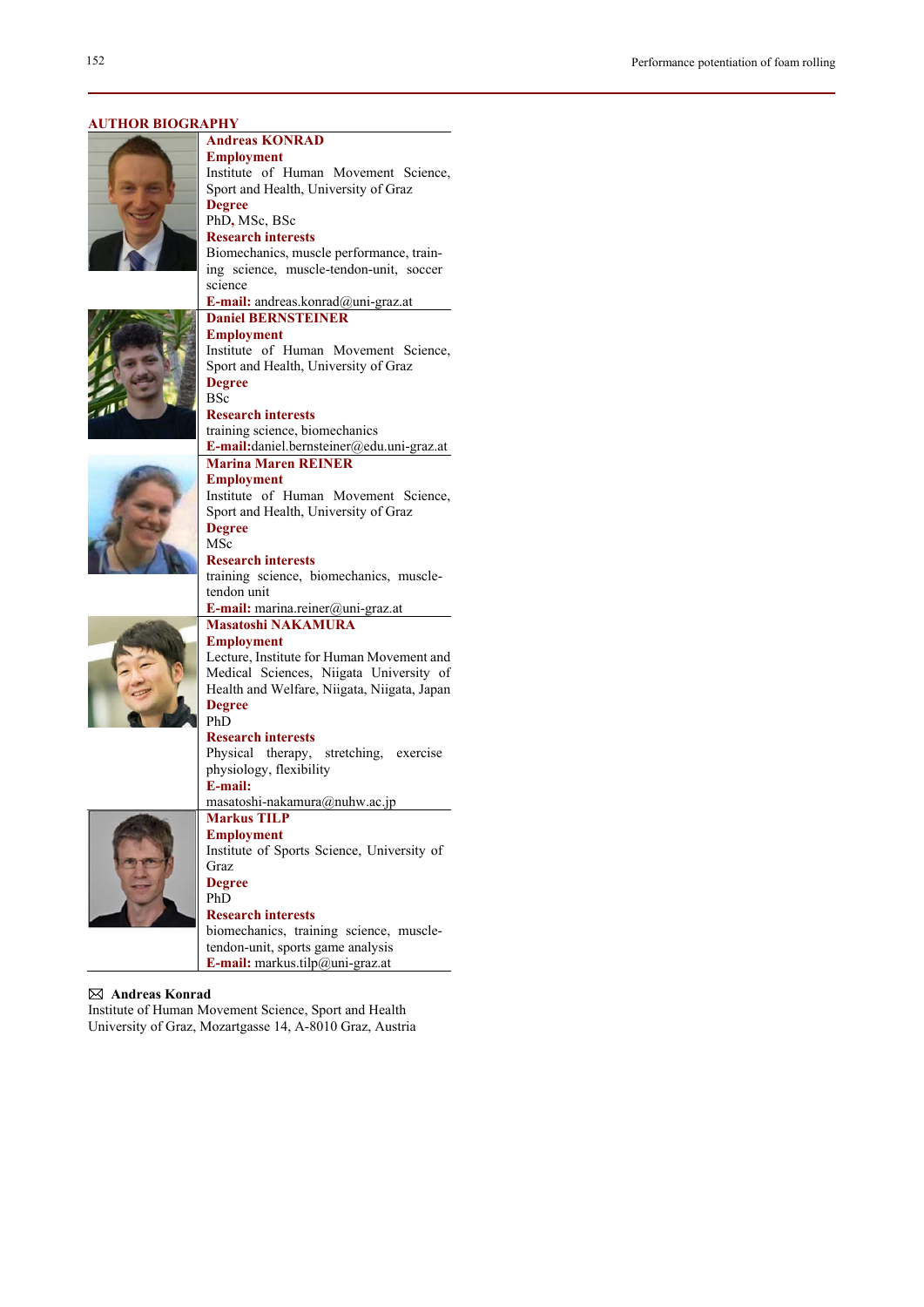## AUTHOR BIOGRAPHY

**Andreas KONRAD**

**Employment**

Institute of Human Movement Science, Sport and Health, University of Graz

**Degree**

PhD, MSc, BSc

**Research interests**

Biomechanics, muscle performance, training science, muscle-tendon-unit, soccer science

**E-mail:** andreas.konrad@uni-graz.at

**Daniel BERNSTEINER**

**Employment**

Institute of Human Movement Science, Sport and Health, University of Graz

**Degree**

BSc

**Research interests**

training science, biomechanics

**E-mail:**daniel.bernsteiner@edu.uni-graz.at

**Marina Maren REINER**

**Employment**

Institute of Human Movement Science, Sport and Health, University of Graz

**Degree**

MSc

**Research interests**

training science, biomechanics, muscle-tendon unit

**E-mail:** marina.reiner@uni-graz.at

**Masatoshi NAKAMURA**

**Employment**

Lecture, Institute for Human Movement and Medical Sciences, Niigata University of Health and Welfare, Niigata, Niigata, Japan

**Degree**

PhD

**Research interests**

Physical therapy, stretching, exercise physiology, flexibility

**E-mail:**

masatoshi-nakamura@nuhw.ac.jp

**Markus TILP**

**Employment**

Institute of Sports Science, University of Graz

**Degree**

PhD

**Research interests**

biomechanics, training science, muscle-tendon-unit, sports game analysis

**E-mail:** markus.tilp@uni-graz.at

✉ **Andreas Konrad**

Institute of Human Movement Science, Sport and Health University of Graz, Mozartgasse 14, A-8010 Graz, Austria